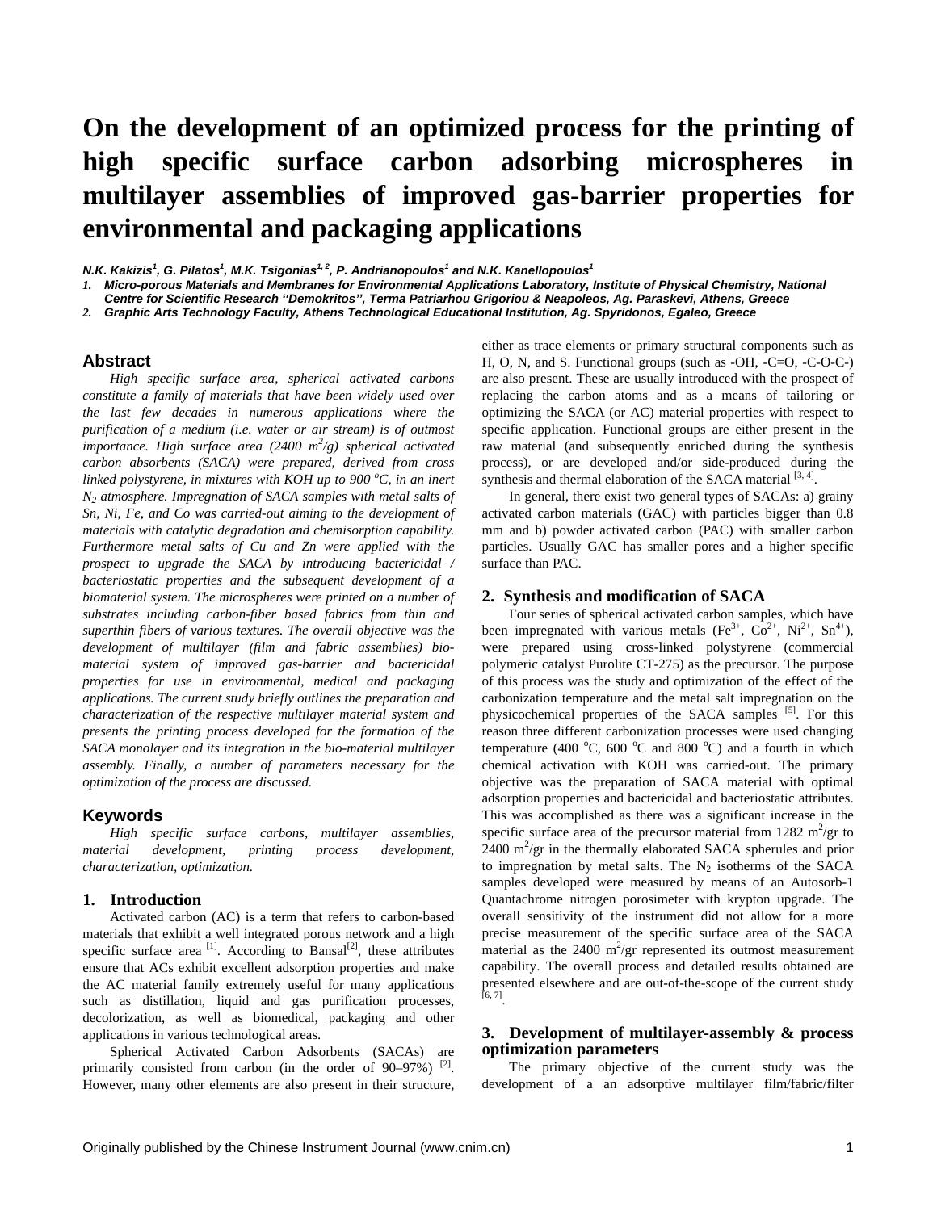# On the development of an optimized process for the printing of high specific surface carbon adsorbing microspheres in multilayer assemblies of improved gas-barrier properties for environmental and packaging applications

***N.K. Kakizis[1], G. Pilatos[1], M.K. Tsigonias[1, 2], P. Andrianopoulos[1] and N.K. Kanellopoulos[1]***

1. ***Micro-porous Materials and Membranes for Environmental Applications Laboratory, Institute of Physical Chemistry, National Centre for Scientific Research ''Demokritos'', Terma Patriarhou Grigoriou & Neapoleos, Ag. Paraskevi, Athens, Greece***
2. ***Graphic Arts Technology Faculty, Athens Technological Educational Institution, Ag. Spyridonos, Egaleo, Greece***

## Abstract

*High specific surface area, spherical activated carbons constitute a family of materials that have been widely used over the last few decades in numerous applications where the purification of a medium (i.e. water or air stream) is of outmost importance. High surface area (2400 $m^2/g$) spherical activated carbon absorbents (SACA) were prepared, derived from cross linked polystyrene, in mixtures with KOH up to 900 $^oC$, in an inert $N_2$ atmosphere. Impregnation of SACA samples with metal salts of Sn, Ni, Fe, and Co was carried-out aiming to the development of materials with catalytic degradation and chemisorption capability. Furthermore metal salts of Cu and Zn were applied with the prospect to upgrade the SACA by introducing bactericidal / bacteriostatic properties and the subsequent development of a biomaterial system. The microspheres were printed on a number of substrates including carbon-fiber based fabrics from thin and superthin fibers of various textures. The overall objective was the development of multilayer (film and fabric assemblies) bio-material system of improved gas-barrier and bactericidal properties for use in environmental, medical and packaging applications. The current study briefly outlines the preparation and characterization of the respective multilayer material system and presents the printing process developed for the formation of the SACA monolayer and its integration in the bio-material multilayer assembly. Finally, a number of parameters necessary for the optimization of the process are discussed.*

## Keywords

*High specific surface carbons, multilayer assemblies, material development, printing process development, characterization, optimization.*

## 1. Introduction

Activated carbon (AC) is a term that refers to carbon-based materials that exhibit a well integrated porous network and a high specific surface area [1]. According to Bansal[2], these attributes ensure that ACs exhibit excellent adsorption properties and make the AC material family extremely useful for many applications such as distillation, liquid and gas purification processes, decolorization, as well as biomedical, packaging and other applications in various technological areas.

Spherical Activated Carbon Adsorbents (SACAs) are primarily consisted from carbon (in the order of 90–97%) [2]. However, many other elements are also present in their structure, either as trace elements or primary structural components such as H, O, N, and S. Functional groups (such as -OH, -C=O, -C-O-C-) are also present. These are usually introduced with the prospect of replacing the carbon atoms and as a means of tailoring or optimizing the SACA (or AC) material properties with respect to specific application. Functional groups are either present in the raw material (and subsequently enriched during the synthesis process), or are developed and/or side-produced during the synthesis and thermal elaboration of the SACA material [3, 4].

In general, there exist two general types of SACAs: a) grainy activated carbon materials (GAC) with particles bigger than 0.8 mm and b) powder activated carbon (PAC) with smaller carbon particles. Usually GAC has smaller pores and a higher specific surface than PAC.

## 2. Synthesis and modification of SACA

Four series of spherical activated carbon samples, which have been impregnated with various metals ($Fe^{3+}$, $Co^{2+}$, $Ni^{2+}$, $Sn^{4+}$), were prepared using cross-linked polystyrene (commercial polymeric catalyst Purolite CT-275) as the precursor. The purpose of this process was the study and optimization of the effect of the carbonization temperature and the metal salt impregnation on the physicochemical properties of the SACA samples [5]. For this reason three different carbonization processes were used changing temperature (400 $^oC$, 600 $^oC$ and 800 $^oC$) and a fourth in which chemical activation with KOH was carried-out. The primary objective was the preparation of SACA material with optimal adsorption properties and bactericidal and bacteriostatic attributes. This was accomplished as there was a significant increase in the specific surface area of the precursor material from 1282 $m^2/gr$ to 2400 $m^2/gr$ in the thermally elaborated SACA spherules and prior to impregnation by metal salts. The $N_2$ isotherms of the SACA samples developed were measured by means of an Autosorb-1 Quantachrome nitrogen porosimeter with krypton upgrade. The overall sensitivity of the instrument did not allow for a more precise measurement of the specific surface area of the SACA material as the 2400 $m^2/gr$ represented its outmost measurement capability. The overall process and detailed results obtained are presented elsewhere and are out-of-the-scope of the current study [6, 7].

## 3. Development of multilayer-assembly & process optimization parameters

The primary objective of the current study was the development of a an adsorptive multilayer film/fabric/filter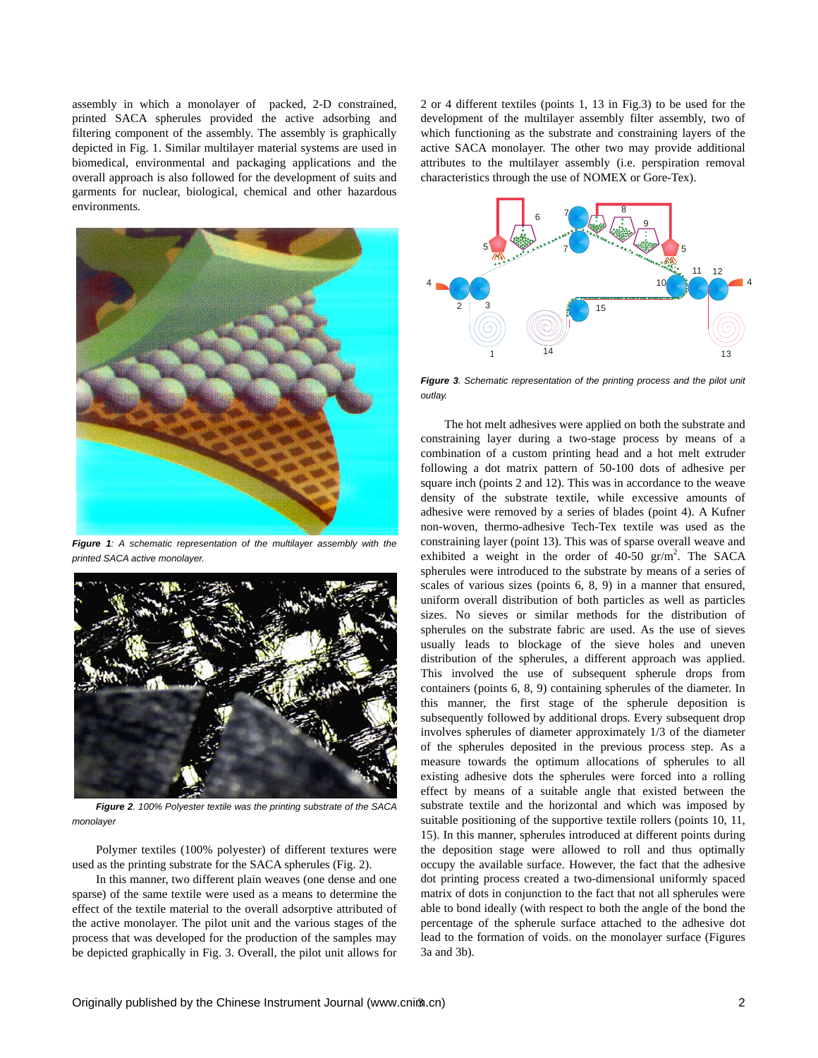assembly in which a monolayer of packed, 2-D constrained, printed SACA spherules provided the active adsorbing and filtering component of the assembly. The assembly is graphically depicted in Fig. 1. Similar multilayer material systems are used in biomedical, environmental and packaging applications and the overall approach is also followed for the development of suits and garments for nuclear, biological, chemical and other hazardous environments.

***Figure 1****: A schematic representation of the multilayer assembly with the printed SACA active monolayer.*

***Figure 2****. 100% Polyester textile was the printing substrate of the SACA monolayer*

Polymer textiles (100% polyester) of different textures were used as the printing substrate for the SACA spherules (Fig. 2).

In this manner, two different plain weaves (one dense and one sparse) of the same textile were used as a means to determine the effect of the textile material to the overall adsorptive attributed of the active monolayer. The pilot unit and the various stages of the process that was developed for the production of the samples may be depicted graphically in Fig. 3. Overall, the pilot unit allows for 2 or 4 different textiles (points 1, 13 in Fig.3) to be used for the development of the multilayer assembly filter assembly, two of which functioning as the substrate and constraining layers of the active SACA monolayer. The other two may provide additional attributes to the multilayer assembly (i.e. perspiration removal characteristics through the use of NOMEX or Gore-Tex).

***Figure 3****. Schematic representation of the printing process and the pilot unit outlay.*

The hot melt adhesives were applied on both the substrate and constraining layer during a two-stage process by means of a combination of a custom printing head and a hot melt extruder following a dot matrix pattern of 50-100 dots of adhesive per square inch (points 2 and 12). This was in accordance to the weave density of the substrate textile, while excessive amounts of adhesive were removed by a series of blades (point 4). A Kufner non-woven, thermo-adhesive Tech-Tex textile was used as the constraining layer (point 13). This was of sparse overall weave and exhibited a weight in the order of 40-50 gr/m$^2$. The SACA spherules were introduced to the substrate by means of a series of scales of various sizes (points 6, 8, 9) in a manner that ensured, uniform overall distribution of both particles as well as particles sizes. No sieves or similar methods for the distribution of spherules on the substrate fabric are used. As the use of sieves usually leads to blockage of the sieve holes and uneven distribution of the spherules, a different approach was applied. This involved the use of subsequent spherule drops from containers (points 6, 8, 9) containing spherules of the diameter. In this manner, the first stage of the spherule deposition is subsequently followed by additional drops. Every subsequent drop involves spherules of diameter approximately 1/3 of the diameter of the spherules deposited in the previous process step. As a measure towards the optimum allocations of spherules to all existing adhesive dots the spherules were forced into a rolling effect by means of a suitable angle that existed between the substrate textile and the horizontal and which was imposed by suitable positioning of the supportive textile rollers (points 10, 11, 15). In this manner, spherules introduced at different points during the deposition stage were allowed to roll and thus optimally occupy the available surface. However, the fact that the adhesive dot printing process created a two-dimensional uniformly spaced matrix of dots in conjunction to the fact that not all spherules were able to bond ideally (with respect to both the angle of the bond the percentage of the spherule surface attached to the adhesive dot lead to the formation of voids. on the monolayer surface (Figures 3a and 3b).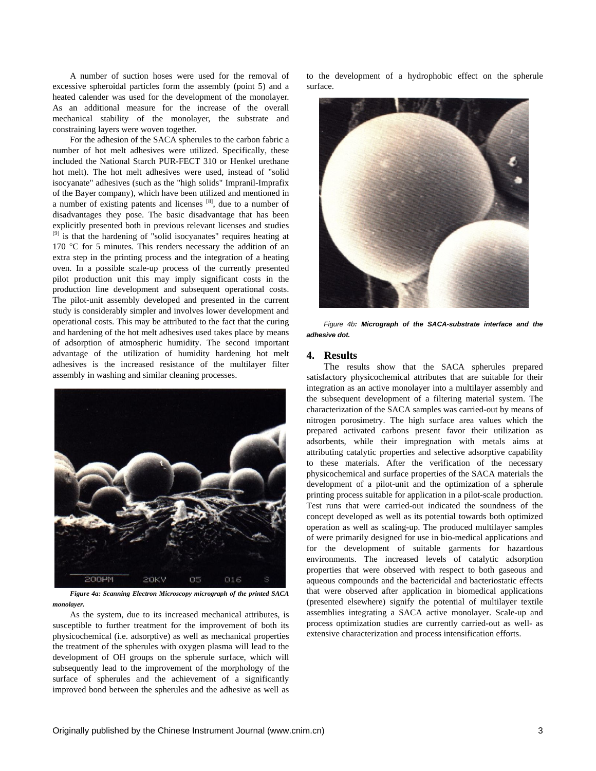A number of suction hoses were used for the removal of excessive spheroidal particles form the assembly (point 5) and a heated calender was used for the development of the monolayer. As an additional measure for the increase of the overall mechanical stability of the monolayer, the substrate and constraining layers were woven together.

For the adhesion of the SACA spherules to the carbon fabric a number of hot melt adhesives were utilized. Specifically, these included the National Starch PUR-FECT 310 or Henkel urethane hot melt). The hot melt adhesives were used, instead of "solid isocyanate" adhesives (such as the "high solids" Impranil-Imprafix of the Bayer company), which have been utilized and mentioned in a number of existing patents and licenses [8], due to a number of disadvantages they pose. The basic disadvantage that has been explicitly presented both in previous relevant licenses and studies [9] is that the hardening of "solid isocyanates" requires heating at 170 °C for 5 minutes. This renders necessary the addition of an extra step in the printing process and the integration of a heating oven. In a possible scale-up process of the currently presented pilot production unit this may imply significant costs in the production line development and subsequent operational costs. The pilot-unit assembly developed and presented in the current study is considerably simpler and involves lower development and operational costs. This may be attributed to the fact that the curing and hardening of the hot melt adhesives used takes place by means of adsorption of atmospheric humidity. The second important advantage of the utilization of humidity hardening hot melt adhesives is the increased resistance of the multilayer filter assembly in washing and similar cleaning processes.

***Figure 4a: Scanning Electron Microscopy micrograph of the printed SACA monolayer.***

As the system, due to its increased mechanical attributes, is susceptible to further treatment for the improvement of both its physicochemical (i.e. adsorptive) as well as mechanical properties the treatment of the spherules with oxygen plasma will lead to the development of OH groups on the spherule surface, which will subsequently lead to the improvement of the morphology of the surface of spherules and the achievement of a significantly improved bond between the spherules and the adhesive as well as to the development of a hydrophobic effect on the spherule surface.

*Figure 4b**: Micrograph of the SACA-substrate interface and the adhesive dot.***

## 4. Results

The results show that the SACA spherules prepared satisfactory physicochemical attributes that are suitable for their integration as an active monolayer into a multilayer assembly and the subsequent development of a filtering material system. The characterization of the SACA samples was carried-out by means of nitrogen porosimetry. The high surface area values which the prepared activated carbons present favor their utilization as adsorbents, while their impregnation with metals aims at attributing catalytic properties and selective adsorptive capability to these materials. After the verification of the necessary physicochemical and surface properties of the SACA materials the development of a pilot-unit and the optimization of a spherule printing process suitable for application in a pilot-scale production. Test runs that were carried-out indicated the soundness of the concept developed as well as its potential towards both optimized operation as well as scaling-up. The produced multilayer samples of were primarily designed for use in bio-medical applications and for the development of suitable garments for hazardous environments. The increased levels of catalytic adsorption properties that were observed with respect to both gaseous and aqueous compounds and the bactericidal and bacteriostatic effects that were observed after application in biomedical applications (presented elsewhere) signify the potential of multilayer textile assemblies integrating a SACA active monolayer. Scale-up and process optimization studies are currently carried-out as well- as extensive characterization and process intensification efforts.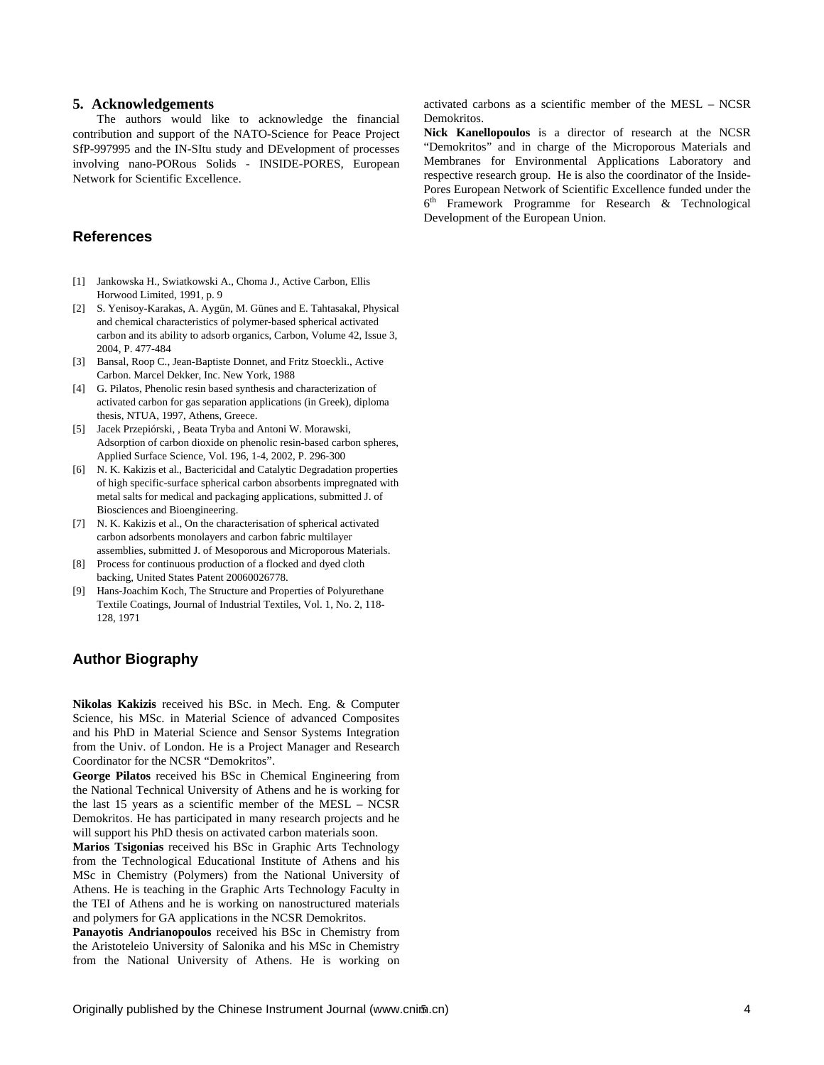## 5. Acknowledgements

The authors would like to acknowledge the financial contribution and support of the NATO-Science for Peace Project SfP-997995 and the IN-SItu study and DEvelopment of processes involving nano-PORous Solids - INSIDE-PORES, European Network for Scientific Excellence.

## References

[1] Jankowska H., Swiatkowski A., Choma J., Active Carbon, Ellis Horwood Limited, 1991, p. 9

[2] S. Yenisoy-Karakas, A. Aygün, M. Günes and E. Tahtasakal, Physical and chemical characteristics of polymer-based spherical activated carbon and its ability to adsorb organics, Carbon, Volume 42, Issue 3, 2004, P. 477-484

[3] Bansal, Roop C., Jean-Baptiste Donnet, and Fritz Stoeckli., Active Carbon. Marcel Dekker, Inc. New York, 1988

[4] G. Pilatos, Phenolic resin based synthesis and characterization of activated carbon for gas separation applications (in Greek), diploma thesis, NTUA, 1997, Athens, Greece.

[5] Jacek Przepiórski, , Beata Tryba and Antoni W. Morawski, Adsorption of carbon dioxide on phenolic resin-based carbon spheres, Applied Surface Science, Vol. 196, 1-4, 2002, P. 296-300

[6] N. K. Kakizis et al., Bactericidal and Catalytic Degradation properties of high specific-surface spherical carbon absorbents impregnated with metal salts for medical and packaging applications, submitted J. of Biosciences and Bioengineering.

[7] N. K. Kakizis et al., On the characterisation of spherical activated carbon adsorbents monolayers and carbon fabric multilayer assemblies, submitted J. of Mesoporous and Microporous Materials.

[8] Process for continuous production of a flocked and dyed cloth backing, United States Patent 20060026778.

[9] Hans-Joachim Koch, The Structure and Properties of Polyurethane Textile Coatings, Journal of Industrial Textiles, Vol. 1, No. 2, 118-128, 1971

## Author Biography

**Nikolas Kakizis** received his BSc. in Mech. Eng. & Computer Science, his MSc. in Material Science of advanced Composites and his PhD in Material Science and Sensor Systems Integration from the Univ. of London. He is a Project Manager and Research Coordinator for the NCSR "Demokritos".

**George Pilatos** received his BSc in Chemical Engineering from the National Technical University of Athens and he is working for the last 15 years as a scientific member of the MESL – NCSR Demokritos. He has participated in many research projects and he will support his PhD thesis on activated carbon materials soon.

**Marios Tsigonias** received his BSc in Graphic Arts Technology from the Technological Educational Institute of Athens and his MSc in Chemistry (Polymers) from the National University of Athens. He is teaching in the Graphic Arts Technology Faculty in the TEI of Athens and he is working on nanostructured materials and polymers for GA applications in the NCSR Demokritos.

**Panayotis Andrianopoulos** received his BSc in Chemistry from the Aristoteleio University of Salonika and his MSc in Chemistry from the National University of Athens. He is working on activated carbons as a scientific member of the MESL – NCSR Demokritos.

**Nick Kanellopoulos** is a director of research at the NCSR "Demokritos" and in charge of the Microporous Materials and Membranes for Environmental Applications Laboratory and respective research group. He is also the coordinator of the Inside-Pores European Network of Scientific Excellence funded under the 6th Framework Programme for Research & Technological Development of the European Union.